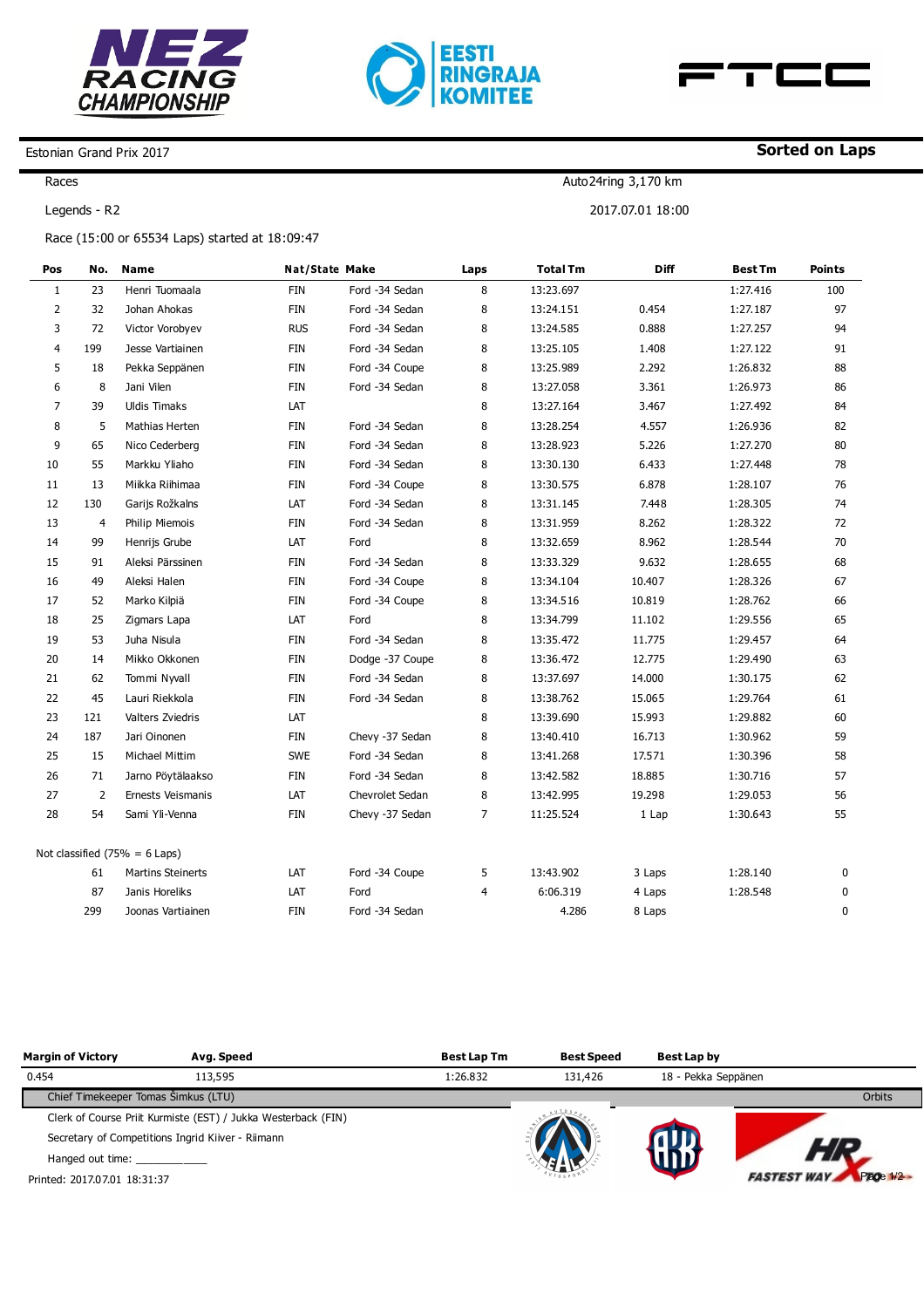Estonian Grand Prix 2017

**Sorted on Laps**

Races

Auto24ring 3,170 km

Legends - R2

2017.07.01 18:00

Race (15:00 or 65534 Laps) started at 18:09:47

| Pos | No. | Name | Nat/State | Make | Laps | Total Tm | Diff | Best Tm | Points |
|---|---|---|---|---|---|---|---|---|---|
| 1 | 23 | Henri Tuomaala | FIN | Ford -34 Sedan | 8 | 13:23.697 | | 1:27.416 | 100 |
| 2 | 32 | Johan Ahokas | FIN | Ford -34 Sedan | 8 | 13:24.151 | 0.454 | 1:27.187 | 97 |
| 3 | 72 | Victor Vorobyev | RUS | Ford -34 Sedan | 8 | 13:24.585 | 0.888 | 1:27.257 | 94 |
| 4 | 199 | Jesse Vartiainen | FIN | Ford -34 Sedan | 8 | 13:25.105 | 1.408 | 1:27.122 | 91 |
| 5 | 18 | Pekka Seppänen | FIN | Ford -34 Coupe | 8 | 13:25.989 | 2.292 | 1:26.832 | 88 |
| 6 | 8 | Jani Vilen | FIN | Ford -34 Sedan | 8 | 13:27.058 | 3.361 | 1:26.973 | 86 |
| 7 | 39 | Uldis Timaks | LAT | | 8 | 13:27.164 | 3.467 | 1:27.492 | 84 |
| 8 | 5 | Mathias Herten | FIN | Ford -34 Sedan | 8 | 13:28.254 | 4.557 | 1:26.936 | 82 |
| 9 | 65 | Nico Cederberg | FIN | Ford -34 Sedan | 8 | 13:28.923 | 5.226 | 1:27.270 | 80 |
| 10 | 55 | Markku Yliaho | FIN | Ford -34 Sedan | 8 | 13:30.130 | 6.433 | 1:27.448 | 78 |
| 11 | 13 | Miikka Riihimaa | FIN | Ford -34 Coupe | 8 | 13:30.575 | 6.878 | 1:28.107 | 76 |
| 12 | 130 | Garijs Rožkalns | LAT | Ford -34 Sedan | 8 | 13:31.145 | 7.448 | 1:28.305 | 74 |
| 13 | 4 | Philip Miemois | FIN | Ford -34 Sedan | 8 | 13:31.959 | 8.262 | 1:28.322 | 72 |
| 14 | 99 | Henrijs Grube | LAT | Ford | 8 | 13:32.659 | 8.962 | 1:28.544 | 70 |
| 15 | 91 | Aleksi Pärssinen | FIN | Ford -34 Sedan | 8 | 13:33.329 | 9.632 | 1:28.655 | 68 |
| 16 | 49 | Aleksi Halen | FIN | Ford -34 Coupe | 8 | 13:34.104 | 10.407 | 1:28.326 | 67 |
| 17 | 52 | Marko Kilpiä | FIN | Ford -34 Coupe | 8 | 13:34.516 | 10.819 | 1:28.762 | 66 |
| 18 | 25 | Zigmars Lapa | LAT | Ford | 8 | 13:34.799 | 11.102 | 1:29.556 | 65 |
| 19 | 53 | Juha Nisula | FIN | Ford -34 Sedan | 8 | 13:35.472 | 11.775 | 1:29.457 | 64 |
| 20 | 14 | Mikko Okkonen | FIN | Dodge -37 Coupe | 8 | 13:36.472 | 12.775 | 1:29.490 | 63 |
| 21 | 62 | Tommi Nyvall | FIN | Ford -34 Sedan | 8 | 13:37.697 | 14.000 | 1:30.175 | 62 |
| 22 | 45 | Lauri Riekkola | FIN | Ford -34 Sedan | 8 | 13:38.762 | 15.065 | 1:29.764 | 61 |
| 23 | 121 | Valters Zviedris | LAT | | 8 | 13:39.690 | 15.993 | 1:29.882 | 60 |
| 24 | 187 | Jari Oinonen | FIN | Chevy -37 Sedan | 8 | 13:40.410 | 16.713 | 1:30.962 | 59 |
| 25 | 15 | Michael Mittim | SWE | Ford -34 Sedan | 8 | 13:41.268 | 17.571 | 1:30.396 | 58 |
| 26 | 71 | Jarno Pöytälaakso | FIN | Ford -34 Sedan | 8 | 13:42.582 | 18.885 | 1:30.716 | 57 |
| 27 | 2 | Ernests Veismanis | LAT | Chevrolet Sedan | 8 | 13:42.995 | 19.298 | 1:29.053 | 56 |
| 28 | 54 | Sami Yli-Venna | FIN | Chevy -37 Sedan | 7 | 11:25.524 | 1 Lap | 1:30.643 | 55 |

Not classified (75% = 6 Laps)

| Pos | No. | Name | Nat/State | Make | Laps | Total Tm | Diff | Best Tm | Points |
|---|---|---|---|---|---|---|---|---|---|
| | 61 | Martins Steinerts | LAT | Ford -34 Coupe | 5 | 13:43.902 | 3 Laps | 1:28.140 | 0 |
| | 87 | Janis Horeliks | LAT | Ford | 4 | 6:06.319 | 4 Laps | 1:28.548 | 0 |
| | 299 | Joonas Vartiainen | FIN | Ford -34 Sedan | | 4.286 | 8 Laps | | 0 |

| Margin of Victory | Avg. Speed | Best Lap Tm | Best Speed | Best Lap by |
|---|---|---|---|---|
| 0.454 | 113,595 | 1:26.832 | 131,426 | 18 - Pekka Seppänen |

Chief Timekeeper Tomas Šimkus (LTU)

Orbits

Clerk of Course Priit Kurmiste (EST) / Jukka Westerback (FIN)

Secretary of Competitions Ingrid Kiiver - Riimann

Hanged out time: ____________

Printed: 2017.07.01 18:31:37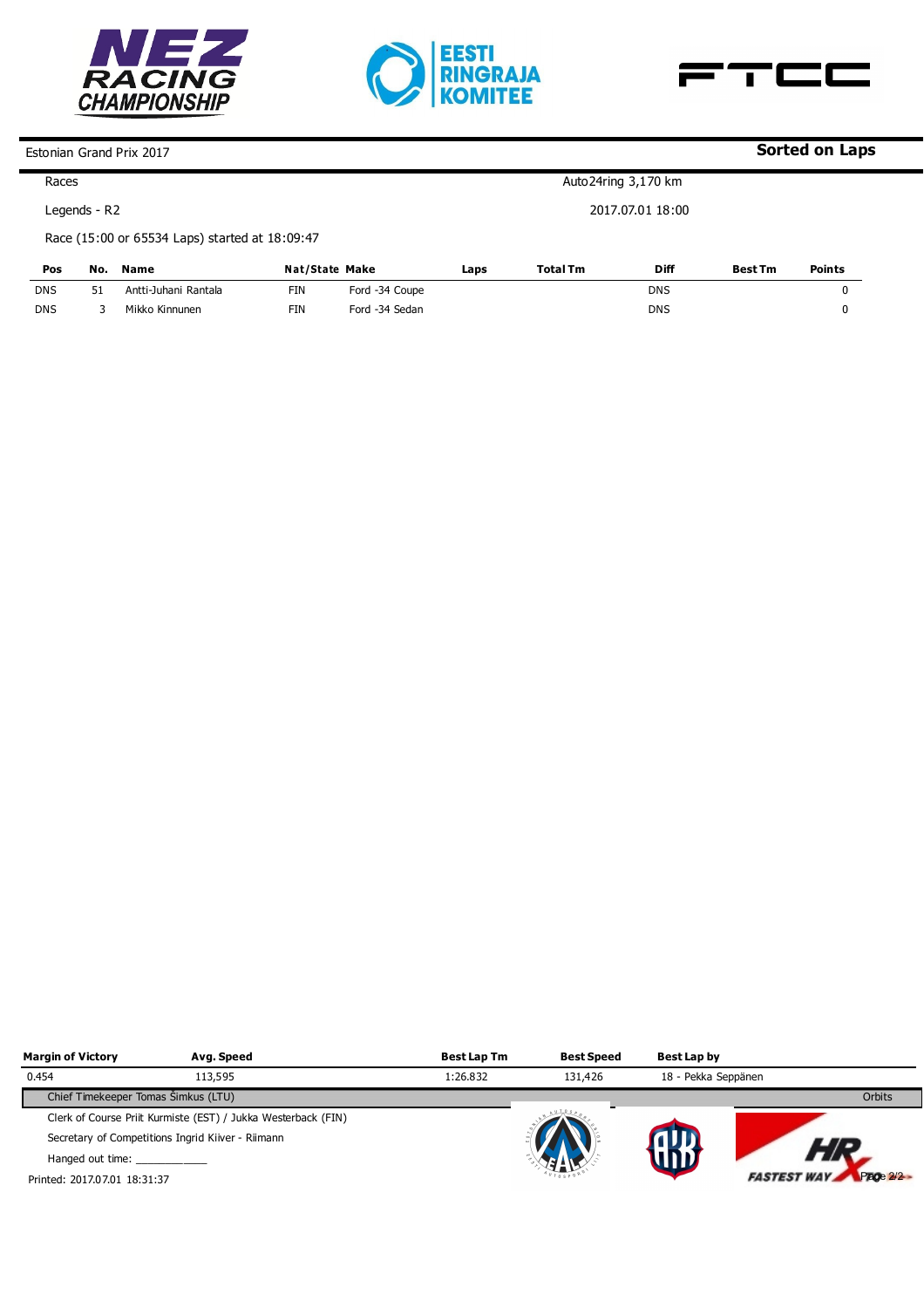Estonian Grand Prix 2017

**Sorted on Laps**

Races

Auto24ring 3,170 km

Legends - R2

2017.07.01 18:00

Race (15:00 or 65534 Laps) started at 18:09:47

| Pos | No. | Name | Nat/State | Make | Laps | Total Tm | Diff | Best Tm | Points |
|---|---|---|---|---|---|---|---|---|---|
| DNS | 51 | Antti-Juhani Rantala | FIN | Ford -34 Coupe | | | DNS | | 0 |
| DNS | 3 | Mikko Kinnunen | FIN | Ford -34 Sedan | | | DNS | | 0 |

| Margin of Victory | Avg. Speed | Best Lap Tm | Best Speed | Best Lap by |
|---|---|---|---|---|
| 0.454 | 113,595 | 1:26.832 | 131,426 | 18 - Pekka Seppänen |

Chief Timekeeper Tomas Šimkus (LTU)

Orbits

Clerk of Course Priit Kurmiste (EST) / Jukka Westerback (FIN)

Secretary of Competitions Ingrid Kiiver - Riimann

Hanged out time: ___________

Printed: 2017.07.01 18:31:37